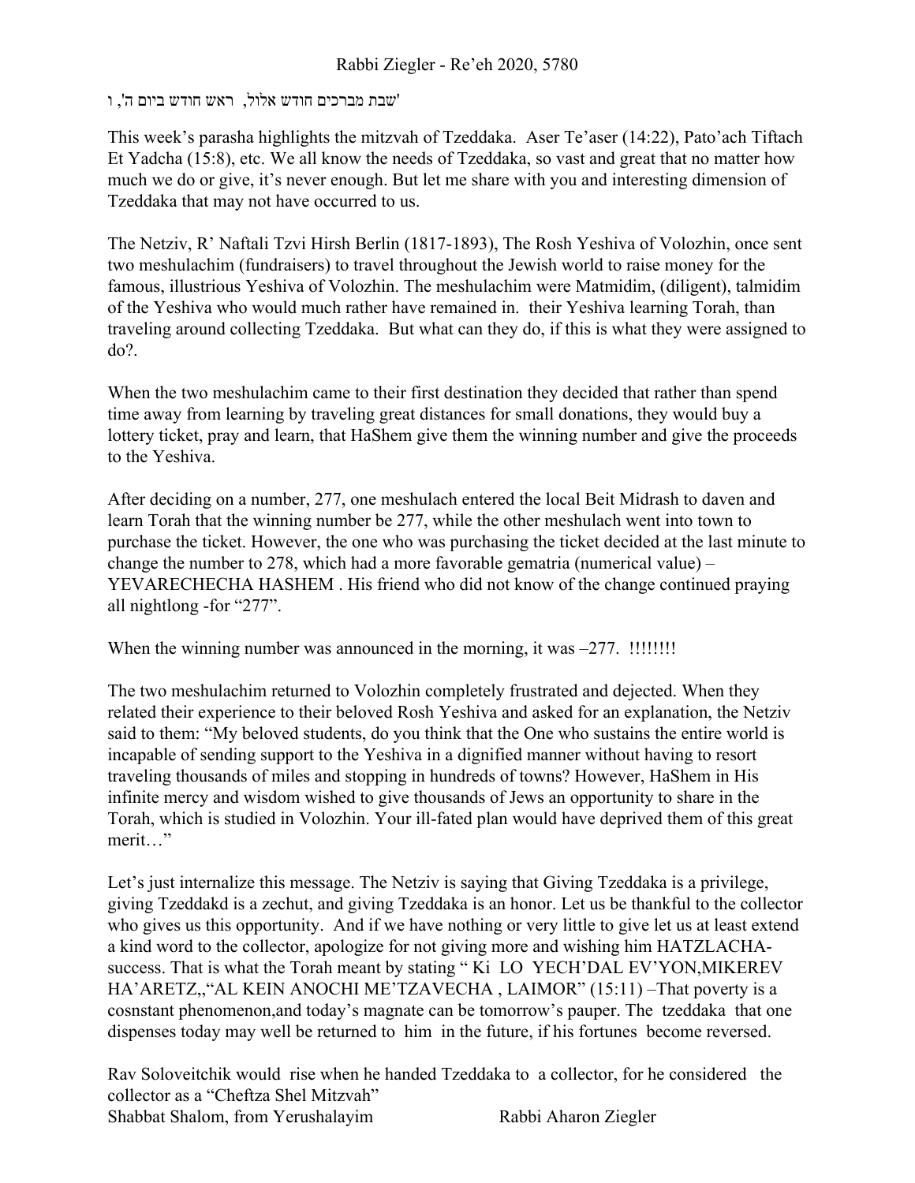# Rabbi Ziegler - Re'eh 2020, 5780

שבת מברכים חודש אלול, ראש חודש ביום ה', ו'

This week's parasha highlights the mitzvah of Tzeddaka. Aser Te'aser (14:22), Pato'ach Tiftach Et Yadcha (15:8), etc. We all know the needs of Tzeddaka, so vast and great that no matter how much we do or give, it's never enough. But let me share with you and interesting dimension of Tzeddaka that may not have occurred to us.

The Netziv, R' Naftali Tzvi Hirsh Berlin (1817-1893), The Rosh Yeshiva of Volozhin, once sent two meshulachim (fundraisers) to travel throughout the Jewish world to raise money for the famous, illustrious Yeshiva of Volozhin. The meshulachim were Matmidim, (diligent), talmidim of the Yeshiva who would much rather have remained in. their Yeshiva learning Torah, than traveling around collecting Tzeddaka. But what can they do, if this is what they were assigned to do?.

When the two meshulachim came to their first destination they decided that rather than spend time away from learning by traveling great distances for small donations, they would buy a lottery ticket, pray and learn, that HaShem give them the winning number and give the proceeds to the Yeshiva.

After deciding on a number, 277, one meshulach entered the local Beit Midrash to daven and learn Torah that the winning number be 277, while the other meshulach went into town to purchase the ticket. However, the one who was purchasing the ticket decided at the last minute to change the number to 278, which had a more favorable gematria (numerical value) – YEVARECHECHA HASHEM . His friend who did not know of the change continued praying all nightlong -for "277".

When the winning number was announced in the morning, it was –277. !!!!!!!!

The two meshulachim returned to Volozhin completely frustrated and dejected. When they related their experience to their beloved Rosh Yeshiva and asked for an explanation, the Netziv said to them: "My beloved students, do you think that the One who sustains the entire world is incapable of sending support to the Yeshiva in a dignified manner without having to resort traveling thousands of miles and stopping in hundreds of towns? However, HaShem in His infinite mercy and wisdom wished to give thousands of Jews an opportunity to share in the Torah, which is studied in Volozhin. Your ill-fated plan would have deprived them of this great merit…"

Let's just internalize this message. The Netziv is saying that Giving Tzeddaka is a privilege, giving Tzeddakd is a zechut, and giving Tzeddaka is an honor. Let us be thankful to the collector who gives us this opportunity. And if we have nothing or very little to give let us at least extend a kind word to the collector, apologize for not giving more and wishing him HATZLACHA- success. That is what the Torah meant by stating " Ki LO YECH'DAL EV'YON,MIKEREV HA'ARETZ,,"AL KEIN ANOCHI ME'TZAVECHA , LAIMOR" (15:11) –That poverty is a cosnstant phenomenon,and today's magnate can be tomorrow's pauper. The tzeddaka that one dispenses today may well be returned to him in the future, if his fortunes become reversed.

Rav Soloveitchik would rise when he handed Tzeddaka to a collector, for he considered the collector as a "Cheftza Shel Mitzvah"

Shabbat Shalom, from Yerushalayim Rabbi Aharon Ziegler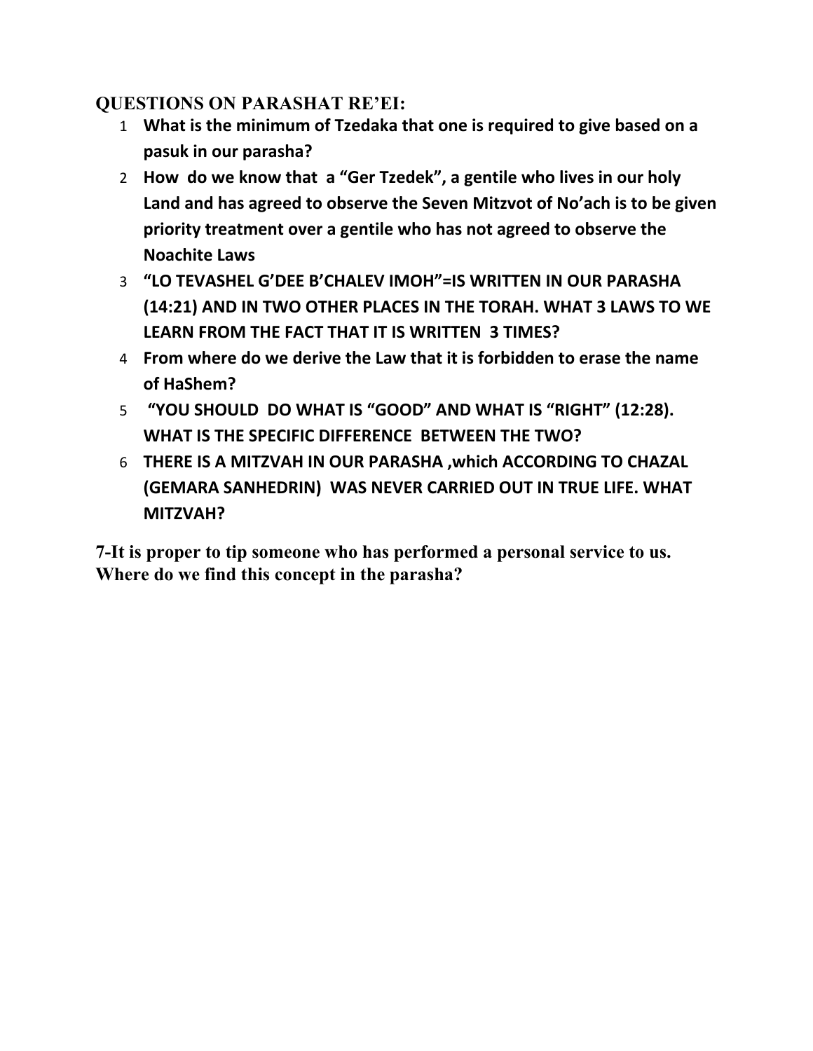**QUESTIONS ON PARASHAT RE'EI:**

1. **What is the minimum of Tzedaka that one is required to give based on a pasuk in our parasha?**
2. **How do we know that a "Ger Tzedek", a gentile who lives in our holy Land and has agreed to observe the Seven Mitzvot of No'ach is to be given priority treatment over a gentile who has not agreed to observe the Noachite Laws**
3. **"LO TEVASHEL G'DEE B'CHALEV IMOH"=IS WRITTEN IN OUR PARASHA (14:21) AND IN TWO OTHER PLACES IN THE TORAH. WHAT 3 LAWS TO WE LEARN FROM THE FACT THAT IT IS WRITTEN 3 TIMES?**
4. **From where do we derive the Law that it is forbidden to erase the name of HaShem?**
5. **"YOU SHOULD DO WHAT IS "GOOD" AND WHAT IS "RIGHT" (12:28). WHAT IS THE SPECIFIC DIFFERENCE BETWEEN THE TWO?**
6. **THERE IS A MITZVAH IN OUR PARASHA ,which ACCORDING TO CHAZAL (GEMARA SANHEDRIN) WAS NEVER CARRIED OUT IN TRUE LIFE. WHAT MITZVAH?**

**7-It is proper to tip someone who has performed a personal service to us. Where do we find this concept in the parasha?**